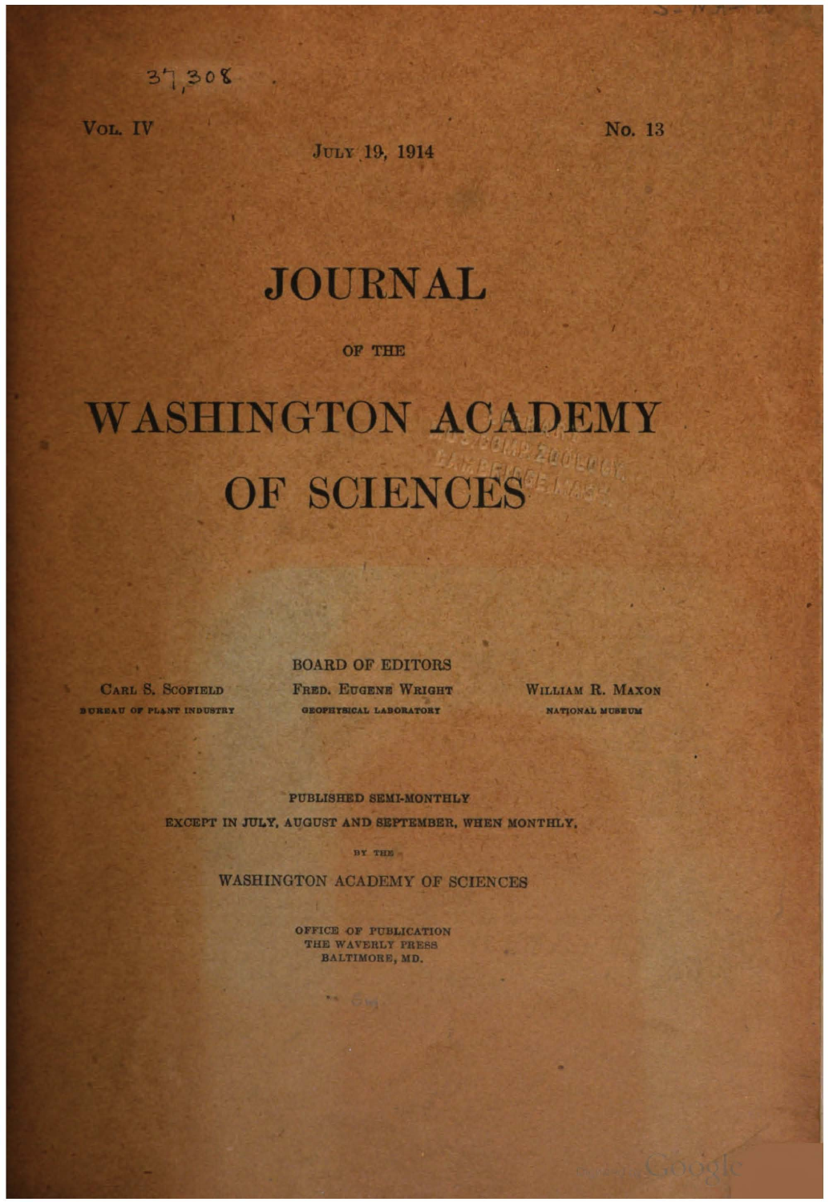37,308

Vol. IV — No. 13

July 19, 1914

# JOURNAL

OF THE

# WASHINGTON ACADEMY OF SCIENCES

BOARD OF EDITORS

Carl S. Scofield
BUREAU OF PLANT INDUSTRY

Fred. Eugene Wright
GEOPHYSICAL LABORATORY

William R. Maxon
NATIONAL MUSEUM

PUBLISHED SEMI-MONTHLY
EXCEPT IN JULY, AUGUST AND SEPTEMBER, WHEN MONTHLY,

BY THE

WASHINGTON ACADEMY OF SCIENCES

OFFICE OF PUBLICATION
THE WAVERLY PRESS
BALTIMORE, MD.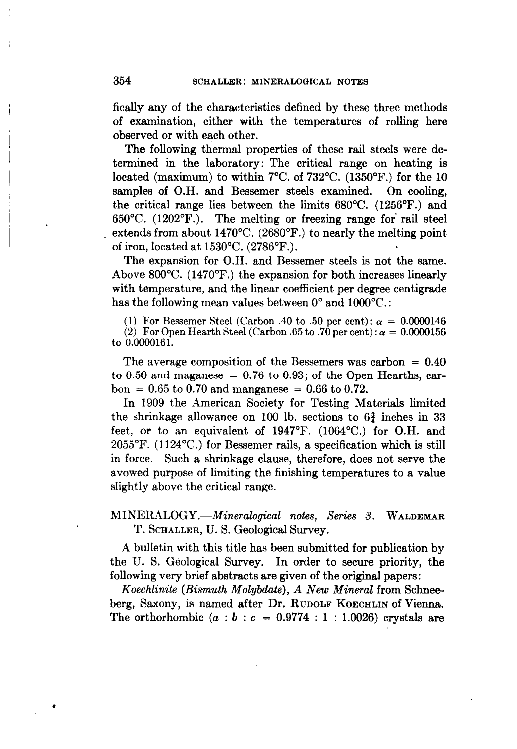fically any of the characteristics defined by these three methods of examination, either with the temperatures of rolling here observed or with each other.

The following thermal properties of these rail steels were determined in the laboratory: The critical range on heating is located (maximum) to within 7°C. of 732°C. (1350°F.) for the 10 samples of O.H. and Bessemer steels examined. On cooling, the critical range lies between the limits 680°C. (1256°F.) and 650°C. (1202°F.). The melting or freezing range for rail steel extends from about 1470°C. (2680°F.) to nearly the melting point of iron, located at 1530°C. (2786°F.).

The expansion for O.H. and Bessemer steels is not the same. Above 800°C. (1470°F.) the expansion for both increases linearly with temperature, and the linear coefficient per degree centigrade has the following mean values between 0° and 1000°C.:

(1) For Bessemer Steel (Carbon .40 to .50 per cent): $\alpha = 0.0000146$
(2) For Open Hearth Steel (Carbon .65 to .70 per cent): $\alpha = 0.0000156$ to 0.0000161.

The average composition of the Bessemers was carbon = 0.40 to 0.50 and maganese = 0.76 to 0.93; of the Open Hearths, carbon = 0.65 to 0.70 and manganese = 0.66 to 0.72.

In 1909 the American Society for Testing Materials limited the shrinkage allowance on 100 lb. sections to $6\frac{3}{4}$ inches in 33 feet, or to an equivalent of 1947°F. (1064°C.) for O.H. and 2055°F. (1124°C.) for Bessemer rails, a specification which is still in force. Such a shrinkage clause, therefore, does not serve the avowed purpose of limiting the finishing temperatures to a value slightly above the critical range.

MINERALOGY.—*Mineralogical notes, Series 3.* WALDEMAR T. SCHALLER, U. S. Geological Survey.

A bulletin with this title has been submitted for publication by the U. S. Geological Survey. In order to secure priority, the following very brief abstracts are given of the original papers:

*Koechlinite (Bismuth Molybdate), A New Mineral* from Schneeberg, Saxony, is named after Dr. RUDOLF KOECHLIN of Vienna. The orthorhombic ($a : b : c = 0.9774 : 1 : 1.0026$) crystals are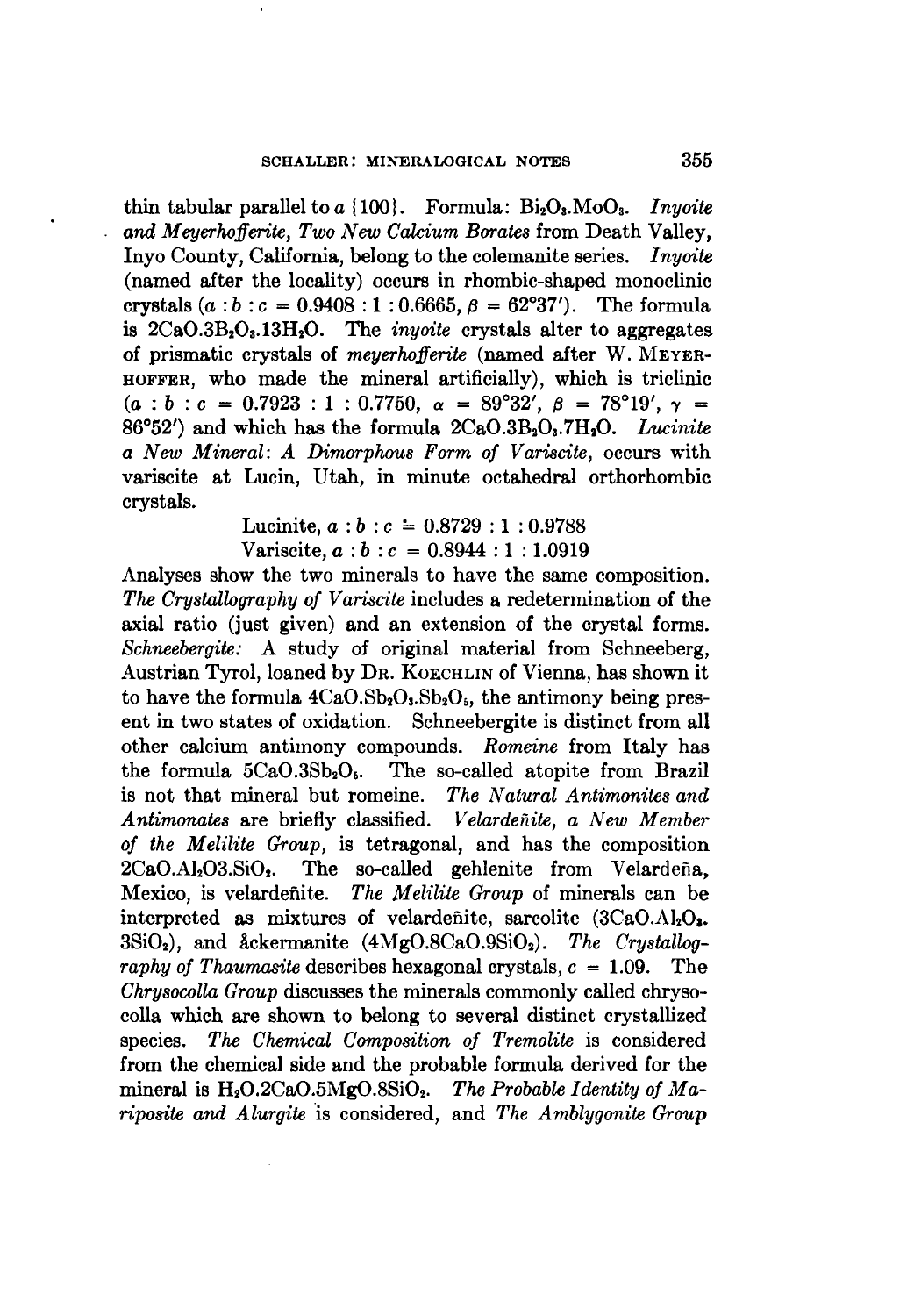thin tabular parallel to *a* {100}. Formula: $Bi_2O_3.MoO_3$. *Inyoite and Meyerhofferite, Two New Calcium Borates* from Death Valley, Inyo County, California, belong to the colemanite series. *Inyoite* (named after the locality) occurs in rhombic-shaped monoclinic crystals ($a : b : c = 0.9408 : 1 : 0.6665, \beta = 62°37'$). The formula is $2CaO.3B_2O_3.13H_2O$. The *inyoite* crystals alter to aggregates of prismatic crystals of *meyerhofferite* (named after W. MEYERHOFFER, who made the mineral artificially), which is triclinic ($a : b : c = 0.7923 : 1 : 0.7750, \alpha = 89°32', \beta = 78°19', \gamma = 86°52'$) and which has the formula $2CaO.3B_2O_3.7H_2O$. *Lucinite a New Mineral: A Dimorphous Form of Variscite*, occurs with variscite at Lucin, Utah, in minute octahedral orthorhombic crystals.

Lucinite, $a : b : c \doteq 0.8729 : 1 : 0.9788$

Variscite, $a : b : c = 0.8944 : 1 : 1.0919$

Analyses show the two minerals to have the same composition. *The Crystallography of Variscite* includes a redetermination of the axial ratio (just given) and an extension of the crystal forms. *Schneebergite:* A study of original material from Schneeberg, Austrian Tyrol, loaned by DR. KOECHLIN of Vienna, has shown it to have the formula $4CaO.Sb_2O_3.Sb_2O_5$, the antimony being present in two states of oxidation. Schneebergite is distinct from all other calcium antimony compounds. *Romeine* from Italy has the formula $5CaO.3Sb_2O_5$. The so-called atopite from Brazil is not that mineral but romeine. *The Natural Antimonites and Antimonates* are briefly classified. *Velardeñite, a New Member of the Melilite Group*, is tetragonal, and has the composition $2CaO.Al_2O3.SiO_2$. The so-called gehlenite from Velardeña, Mexico, is velardeñite. *The Melilite Group* of minerals can be interpreted as mixtures of velardeñite, sarcolite ($3CaO.Al_2O_3.3SiO_2$), and åckermanite ($4MgO.8CaO.9SiO_2$). *The Crystallography of Thaumasite* describes hexagonal crystals, $c = 1.09$. The *Chrysocolla Group* discusses the minerals commonly called chrysocolla which are shown to belong to several distinct crystallized species. *The Chemical Composition of Tremolite* is considered from the chemical side and the probable formula derived for the mineral is $H_2O.2CaO.5MgO.8SiO_2$. *The Probable Identity of Mariposite and Alurgite* is considered, and *The Amblygonite Group*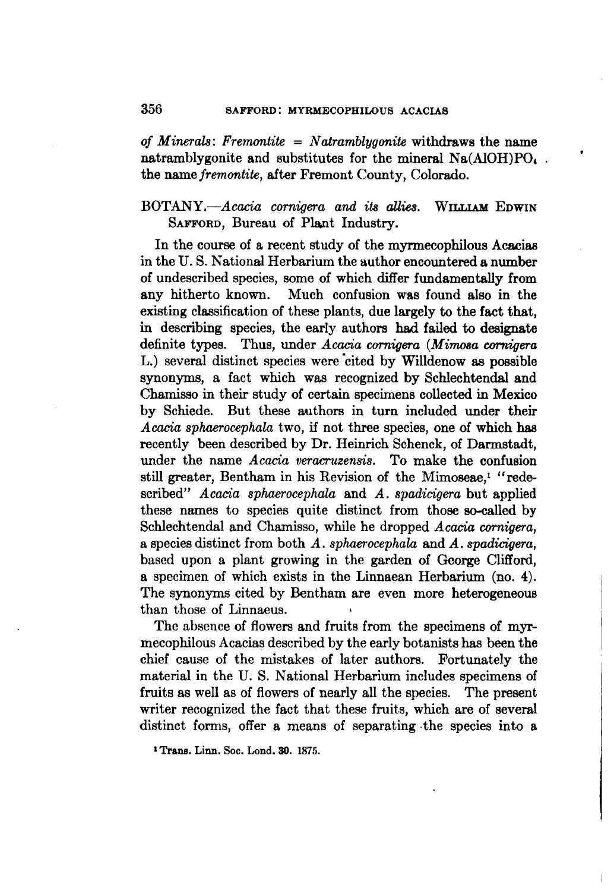*of Minerals*: *Fremontite* = *Natramblygonite* withdraws the name natramblygonite and substitutes for the mineral $Na(AlOH)PO_4$ the name *fremontite*, after Fremont County, Colorado.

## BOTANY.—*Acacia cornigera and its allies.* William Edwin Safford, Bureau of Plant Industry.

In the course of a recent study of the myrmecophilous Acacias in the U. S. National Herbarium the author encountered a number of undescribed species, some of which differ fundamentally from any hitherto known. Much confusion was found also in the existing classification of these plants, due largely to the fact that, in describing species, the early authors had failed to designate definite types. Thus, under *Acacia cornigera* (*Mimosa cornigera* L.) several distinct species were cited by Willdenow as possible synonyms, a fact which was recognized by Schlechtendal and Chamisso in their study of certain specimens collected in Mexico by Schiede. But these authors in turn included under their *Acacia sphaerocephala* two, if not three species, one of which has recently been described by Dr. Heinrich Schenck, of Darmstadt, under the name *Acacia veracruzensis*. To make the confusion still greater, Bentham in his Revision of the Mimoseae,[1] "redescribed" *Acacia sphaerocephala* and *A. spadicigera* but applied these names to species quite distinct from those so-called by Schlechtendal and Chamisso, while he dropped *Acacia cornigera*, a species distinct from both *A. sphaerocephala* and *A. spadicigera*, based upon a plant growing in the garden of George Clifford, a specimen of which exists in the Linnaean Herbarium (no. 4). The synonyms cited by Bentham are even more heterogeneous than those of Linnaeus.

The absence of flowers and fruits from the specimens of myrmecophilous Acacias described by the early botanists has been the chief cause of the mistakes of later authors. Fortunately the material in the U. S. National Herbarium includes specimens of fruits as well as of flowers of nearly all the species. The present writer recognized the fact that these fruits, which are of several distinct forms, offer a means of separating the species into a

[1] Trans. Linn. Soc. Lond. **30**. 1875.